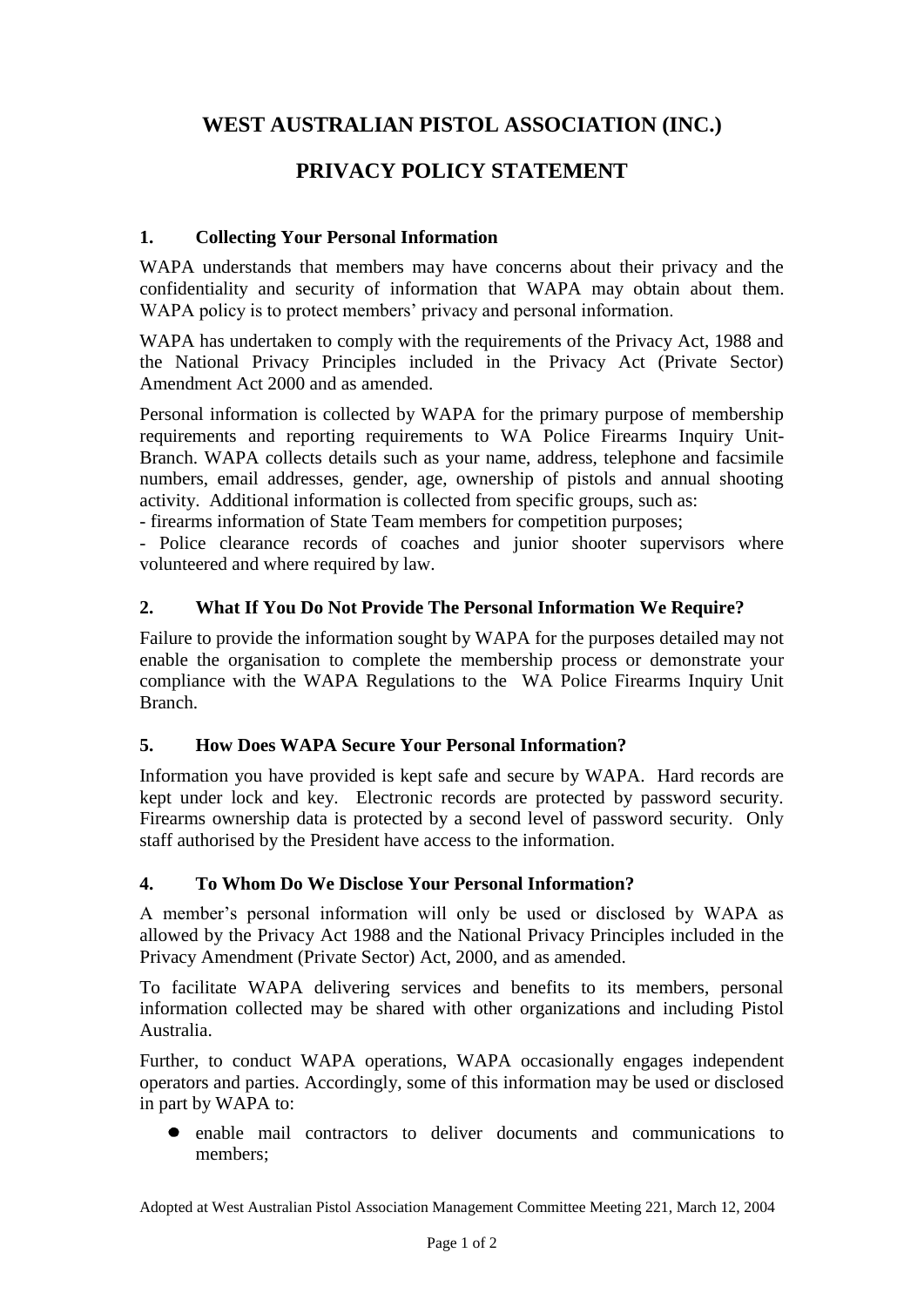# WEST AUSTRALIAN PISTOL ASSOCIATION (INC.)

# PRIVACY POLICY STATEMENT

## 1. Collecting Your Personal Information

WAPA understands that members may have concerns about their privacy and the confidentiality and security of information that WAPA may obtain about them. WAPA policy is to protect members' privacy and personal information.

WAPA has undertaken to comply with the requirements of the Privacy Act, 1988 and the National Privacy Principles included in the Privacy Act (Private Sector) Amendment Act 2000 and as amended.

Personal information is collected by WAPA for the primary purpose of membership requirements and reporting requirements to WA Police Firearms Inquiry Unit-Branch. WAPA collects details such as your name, address, telephone and facsimile numbers, email addresses, gender, age, ownership of pistols and annual shooting activity. Additional information is collected from specific groups, such as:

- firearms information of State Team members for competition purposes;
- Police clearance records of coaches and junior shooter supervisors where volunteered and where required by law.

## 2. What If You Do Not Provide The Personal Information We Require?

Failure to provide the information sought by WAPA for the purposes detailed may not enable the organisation to complete the membership process or demonstrate your compliance with the WAPA Regulations to the WA Police Firearms Inquiry Unit Branch.

## 5. How Does WAPA Secure Your Personal Information?

Information you have provided is kept safe and secure by WAPA. Hard records are kept under lock and key. Electronic records are protected by password security. Firearms ownership data is protected by a second level of password security. Only staff authorised by the President have access to the information.

## 4. To Whom Do We Disclose Your Personal Information?

A member's personal information will only be used or disclosed by WAPA as allowed by the Privacy Act 1988 and the National Privacy Principles included in the Privacy Amendment (Private Sector) Act, 2000, and as amended.

To facilitate WAPA delivering services and benefits to its members, personal information collected may be shared with other organizations and including Pistol Australia.

Further, to conduct WAPA operations, WAPA occasionally engages independent operators and parties. Accordingly, some of this information may be used or disclosed in part by WAPA to:

- enable mail contractors to deliver documents and communications to members;

Adopted at West Australian Pistol Association Management Committee Meeting 221, March 12, 2004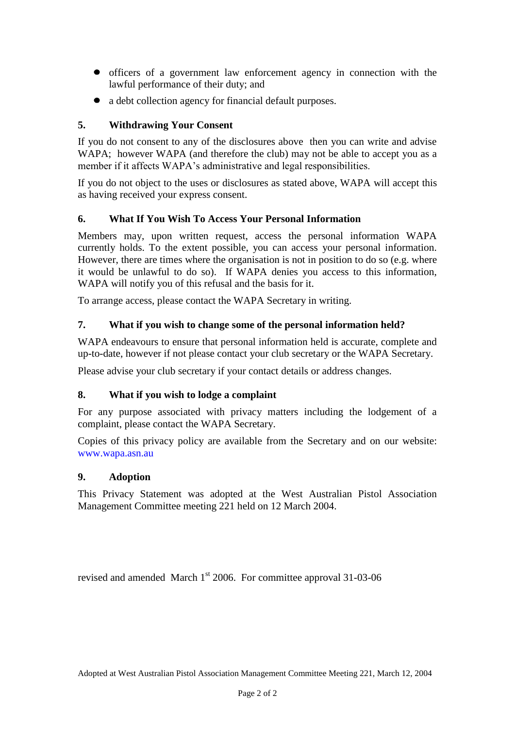- officers of a government law enforcement agency in connection with the lawful performance of their duty; and
- a debt collection agency for financial default purposes.

## 5. Withdrawing Your Consent

If you do not consent to any of the disclosures above then you can write and advise WAPA; however WAPA (and therefore the club) may not be able to accept you as a member if it affects WAPA's administrative and legal responsibilities.

If you do not object to the uses or disclosures as stated above, WAPA will accept this as having received your express consent.

## 6. What If You Wish To Access Your Personal Information

Members may, upon written request, access the personal information WAPA currently holds. To the extent possible, you can access your personal information. However, there are times where the organisation is not in position to do so (e.g. where it would be unlawful to do so). If WAPA denies you access to this information, WAPA will notify you of this refusal and the basis for it.

To arrange access, please contact the WAPA Secretary in writing.

## 7. What if you wish to change some of the personal information held?

WAPA endeavours to ensure that personal information held is accurate, complete and up-to-date, however if not please contact your club secretary or the WAPA Secretary.

Please advise your club secretary if your contact details or address changes.

## 8. What if you wish to lodge a complaint

For any purpose associated with privacy matters including the lodgement of a complaint, please contact the WAPA Secretary.

Copies of this privacy policy are available from the Secretary and on our website: www.wapa.asn.au

## 9. Adoption

This Privacy Statement was adopted at the West Australian Pistol Association Management Committee meeting 221 held on 12 March 2004.

revised and amended March 1st 2006. For committee approval 31-03-06

Adopted at West Australian Pistol Association Management Committee Meeting 221, March 12, 2004